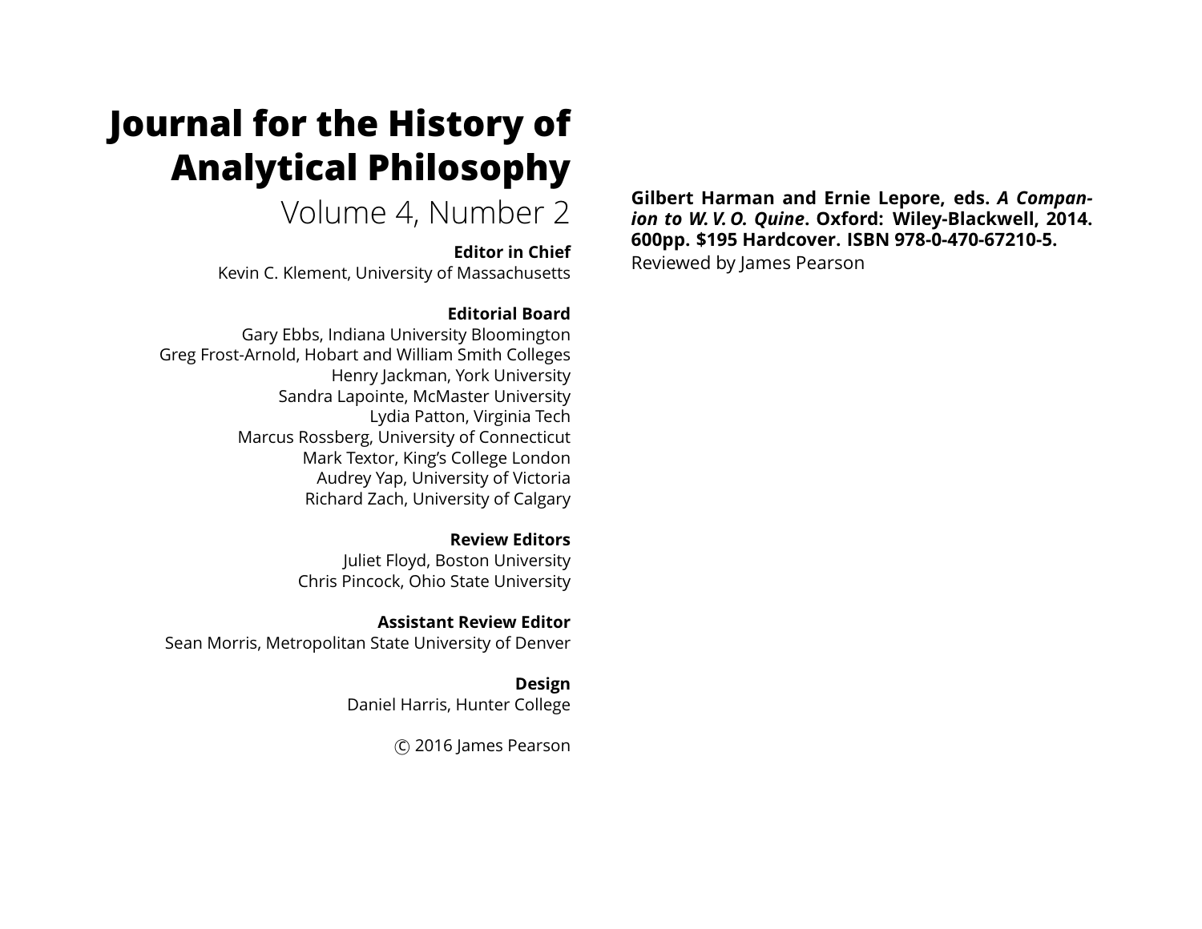# Journal for the History of Analytical Philosophy

Volume 4, Number 2

**Editor in Chief**

Kevin C. Klement, University of Massachusetts

**Editorial Board**

Gary Ebbs, Indiana University Bloomington
Greg Frost-Arnold, Hobart and William Smith Colleges
Henry Jackman, York University
Sandra Lapointe, McMaster University
Lydia Patton, Virginia Tech
Marcus Rossberg, University of Connecticut
Mark Textor, King's College London
Audrey Yap, University of Victoria
Richard Zach, University of Calgary

**Review Editors**

Juliet Floyd, Boston University
Chris Pincock, Ohio State University

**Assistant Review Editor**

Sean Morris, Metropolitan State University of Denver

**Design**

Daniel Harris, Hunter College

© 2016 James Pearson

**Gilbert Harman and Ernie Lepore, eds. *A Companion to W. V. O. Quine*. Oxford: Wiley-Blackwell, 2014. 600pp. $195 Hardcover. ISBN 978-0-470-67210-5.**

Reviewed by James Pearson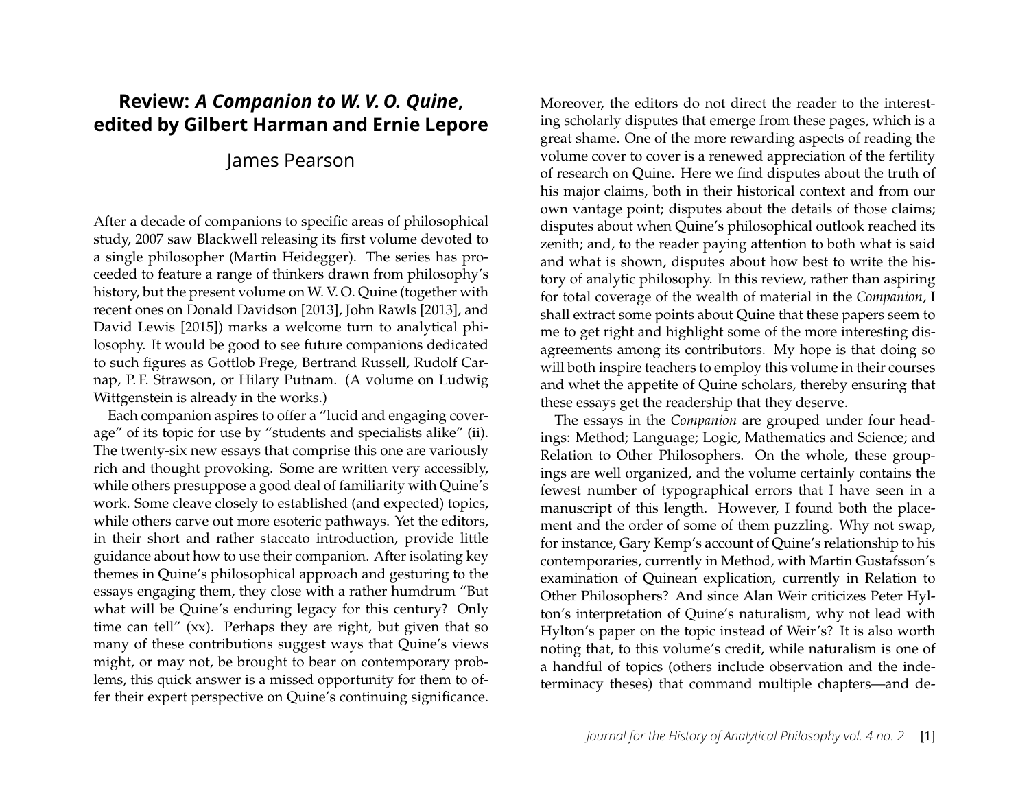# Review: *A Companion to W. V. O. Quine*, edited by Gilbert Harman and Ernie Lepore

James Pearson

After a decade of companions to specific areas of philosophical study, 2007 saw Blackwell releasing its first volume devoted to a single philosopher (Martin Heidegger). The series has proceeded to feature a range of thinkers drawn from philosophy's history, but the present volume on W. V. O. Quine (together with recent ones on Donald Davidson [2013], John Rawls [2013], and David Lewis [2015]) marks a welcome turn to analytical philosophy. It would be good to see future companions dedicated to such figures as Gottlob Frege, Bertrand Russell, Rudolf Carnap, P. F. Strawson, or Hilary Putnam. (A volume on Ludwig Wittgenstein is already in the works.)

Each companion aspires to offer a "lucid and engaging coverage" of its topic for use by "students and specialists alike" (ii). The twenty-six new essays that comprise this one are variously rich and thought provoking. Some are written very accessibly, while others presuppose a good deal of familiarity with Quine's work. Some cleave closely to established (and expected) topics, while others carve out more esoteric pathways. Yet the editors, in their short and rather staccato introduction, provide little guidance about how to use their companion. After isolating key themes in Quine's philosophical approach and gesturing to the essays engaging them, they close with a rather humdrum "But what will be Quine's enduring legacy for this century? Only time can tell" (xx). Perhaps they are right, but given that so many of these contributions suggest ways that Quine's views might, or may not, be brought to bear on contemporary problems, this quick answer is a missed opportunity for them to offer their expert perspective on Quine's continuing significance. Moreover, the editors do not direct the reader to the interesting scholarly disputes that emerge from these pages, which is a great shame. One of the more rewarding aspects of reading the volume cover to cover is a renewed appreciation of the fertility of research on Quine. Here we find disputes about the truth of his major claims, both in their historical context and from our own vantage point; disputes about the details of those claims; disputes about when Quine's philosophical outlook reached its zenith; and, to the reader paying attention to both what is said and what is shown, disputes about how best to write the history of analytic philosophy. In this review, rather than aspiring for total coverage of the wealth of material in the *Companion*, I shall extract some points about Quine that these papers seem to me to get right and highlight some of the more interesting disagreements among its contributors. My hope is that doing so will both inspire teachers to employ this volume in their courses and whet the appetite of Quine scholars, thereby ensuring that these essays get the readership that they deserve.

The essays in the *Companion* are grouped under four headings: Method; Language; Logic, Mathematics and Science; and Relation to Other Philosophers. On the whole, these groupings are well organized, and the volume certainly contains the fewest number of typographical errors that I have seen in a manuscript of this length. However, I found both the placement and the order of some of them puzzling. Why not swap, for instance, Gary Kemp's account of Quine's relationship to his contemporaries, currently in Method, with Martin Gustafsson's examination of Quinean explication, currently in Relation to Other Philosophers? And since Alan Weir criticizes Peter Hylton's interpretation of Quine's naturalism, why not lead with Hylton's paper on the topic instead of Weir's? It is also worth noting that, to this volume's credit, while naturalism is one of a handful of topics (others include observation and the indeterminacy theses) that command multiple chapters—and de-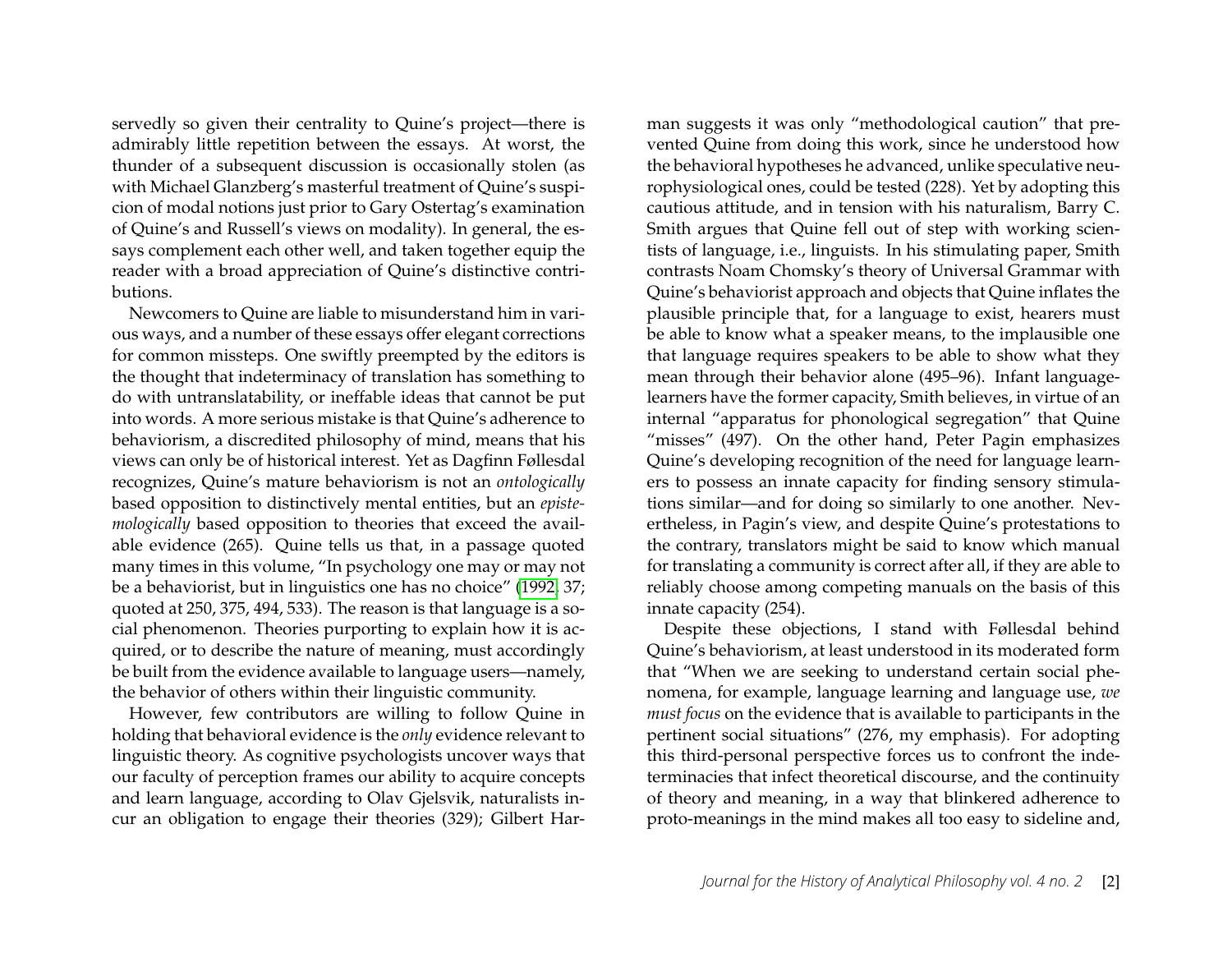servedly so given their centrality to Quine's project—there is admirably little repetition between the essays. At worst, the thunder of a subsequent discussion is occasionally stolen (as with Michael Glanzberg's masterful treatment of Quine's suspicion of modal notions just prior to Gary Ostertag's examination of Quine's and Russell's views on modality). In general, the essays complement each other well, and taken together equip the reader with a broad appreciation of Quine's distinctive contributions.

Newcomers to Quine are liable to misunderstand him in various ways, and a number of these essays offer elegant corrections for common missteps. One swiftly preempted by the editors is the thought that indeterminacy of translation has something to do with untranslatability, or ineffable ideas that cannot be put into words. A more serious mistake is that Quine's adherence to behaviorism, a discredited philosophy of mind, means that his views can only be of historical interest. Yet as Dagfinn Føllesdal recognizes, Quine's mature behaviorism is not an *ontologically* based opposition to distinctively mental entities, but an *epistemologically* based opposition to theories that exceed the available evidence (265). Quine tells us that, in a passage quoted many times in this volume, "In psychology one may or may not be a behaviorist, but in linguistics one has no choice" (1992, 37; quoted at 250, 375, 494, 533). The reason is that language is a social phenomenon. Theories purporting to explain how it is acquired, or to describe the nature of meaning, must accordingly be built from the evidence available to language users—namely, the behavior of others within their linguistic community.

However, few contributors are willing to follow Quine in holding that behavioral evidence is the *only* evidence relevant to linguistic theory. As cognitive psychologists uncover ways that our faculty of perception frames our ability to acquire concepts and learn language, according to Olav Gjelsvik, naturalists incur an obligation to engage their theories (329); Gilbert Harman suggests it was only "methodological caution" that prevented Quine from doing this work, since he understood how the behavioral hypotheses he advanced, unlike speculative neurophysiological ones, could be tested (228). Yet by adopting this cautious attitude, and in tension with his naturalism, Barry C. Smith argues that Quine fell out of step with working scientists of language, i.e., linguists. In his stimulating paper, Smith contrasts Noam Chomsky's theory of Universal Grammar with Quine's behaviorist approach and objects that Quine inflates the plausible principle that, for a language to exist, hearers must be able to know what a speaker means, to the implausible one that language requires speakers to be able to show what they mean through their behavior alone (495–96). Infant language-learners have the former capacity, Smith believes, in virtue of an internal "apparatus for phonological segregation" that Quine "misses" (497). On the other hand, Peter Pagin emphasizes Quine's developing recognition of the need for language learners to possess an innate capacity for finding sensory stimulations similar—and for doing so similarly to one another. Nevertheless, in Pagin's view, and despite Quine's protestations to the contrary, translators might be said to know which manual for translating a community is correct after all, if they are able to reliably choose among competing manuals on the basis of this innate capacity (254).

Despite these objections, I stand with Føllesdal behind Quine's behaviorism, at least understood in its moderated form that "When we are seeking to understand certain social phenomena, for example, language learning and language use, *we must focus* on the evidence that is available to participants in the pertinent social situations" (276, my emphasis). For adopting this third-personal perspective forces us to confront the indeterminacies that infect theoretical discourse, and the continuity of theory and meaning, in a way that blinkered adherence to proto-meanings in the mind makes all too easy to sideline and,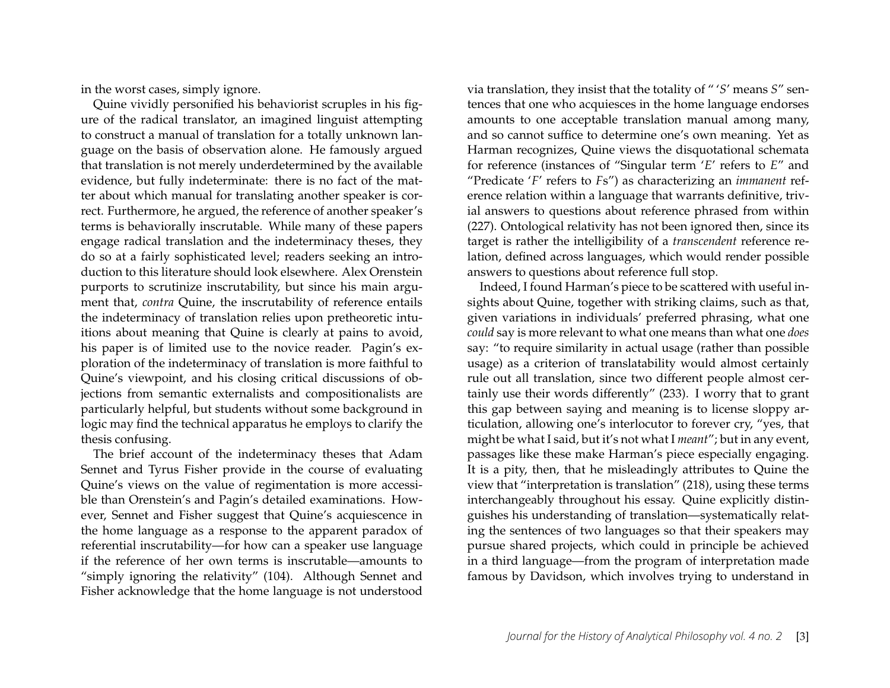in the worst cases, simply ignore.

Quine vividly personified his behaviorist scruples in his figure of the radical translator, an imagined linguist attempting to construct a manual of translation for a totally unknown language on the basis of observation alone. He famously argued that translation is not merely underdetermined by the available evidence, but fully indeterminate: there is no fact of the matter about which manual for translating another speaker is correct. Furthermore, he argued, the reference of another speaker's terms is behaviorally inscrutable. While many of these papers engage radical translation and the indeterminacy theses, they do so at a fairly sophisticated level; readers seeking an introduction to this literature should look elsewhere. Alex Orenstein purports to scrutinize inscrutability, but since his main argument that, *contra* Quine, the inscrutability of reference entails the indeterminacy of translation relies upon pretheoretic intuitions about meaning that Quine is clearly at pains to avoid, his paper is of limited use to the novice reader. Pagin's exploration of the indeterminacy of translation is more faithful to Quine's viewpoint, and his closing critical discussions of objections from semantic externalists and compositionalists are particularly helpful, but students without some background in logic may find the technical apparatus he employs to clarify the thesis confusing.

The brief account of the indeterminacy theses that Adam Sennet and Tyrus Fisher provide in the course of evaluating Quine's views on the value of regimentation is more accessible than Orenstein's and Pagin's detailed examinations. However, Sennet and Fisher suggest that Quine's acquiescence in the home language as a response to the apparent paradox of referential inscrutability—for how can a speaker use language if the reference of her own terms is inscrutable—amounts to "simply ignoring the relativity" (104). Although Sennet and Fisher acknowledge that the home language is not understood via translation, they insist that the totality of " '*S*' means *S*" sentences that one who acquiesces in the home language endorses amounts to one acceptable translation manual among many, and so cannot suffice to determine one's own meaning. Yet as Harman recognizes, Quine views the disquotational schemata for reference (instances of "Singular term '*E*' refers to *E*" and "Predicate '*F*' refers to *F*s") as characterizing an *immanent* reference relation within a language that warrants definitive, trivial answers to questions about reference phrased from within (227). Ontological relativity has not been ignored then, since its target is rather the intelligibility of a *transcendent* reference relation, defined across languages, which would render possible answers to questions about reference full stop.

Indeed, I found Harman's piece to be scattered with useful insights about Quine, together with striking claims, such as that, given variations in individuals' preferred phrasing, what one *could* say is more relevant to what one means than what one *does* say: "to require similarity in actual usage (rather than possible usage) as a criterion of translatability would almost certainly rule out all translation, since two different people almost certainly use their words differently" (233). I worry that to grant this gap between saying and meaning is to license sloppy articulation, allowing one's interlocutor to forever cry, "yes, that might be what I said, but it's not what I *meant*"; but in any event, passages like these make Harman's piece especially engaging. It is a pity, then, that he misleadingly attributes to Quine the view that "interpretation is translation" (218), using these terms interchangeably throughout his essay. Quine explicitly distinguishes his understanding of translation—systematically relating the sentences of two languages so that their speakers may pursue shared projects, which could in principle be achieved in a third language—from the program of interpretation made famous by Davidson, which involves trying to understand in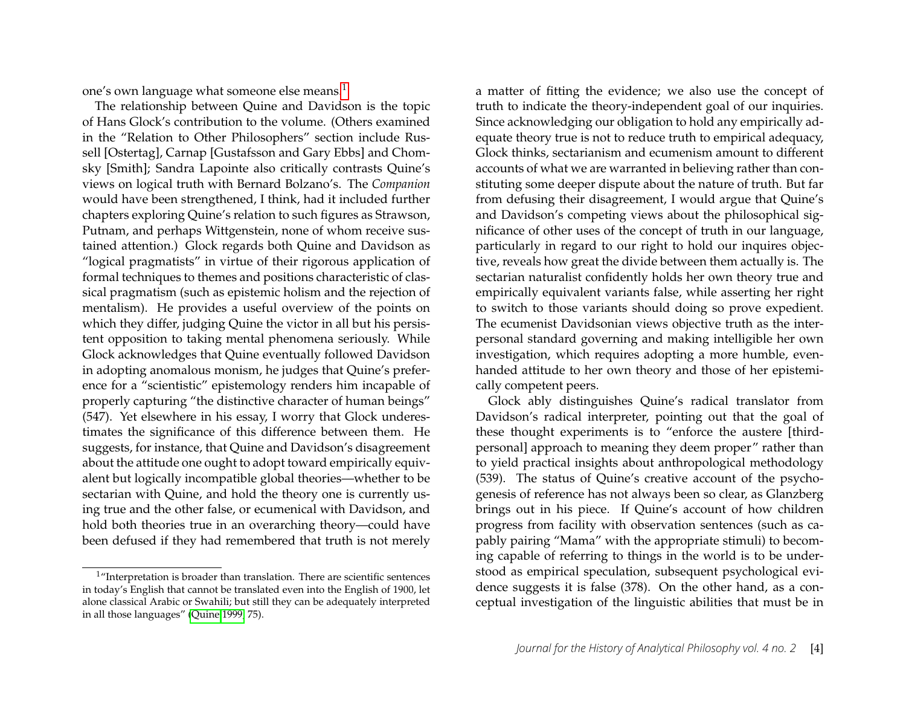one's own language what someone else means.[1]

The relationship between Quine and Davidson is the topic of Hans Glock's contribution to the volume. (Others examined in the "Relation to Other Philosophers" section include Russell [Ostertag], Carnap [Gustafsson and Gary Ebbs] and Chomsky [Smith]; Sandra Lapointe also critically contrasts Quine's views on logical truth with Bernard Bolzano's. The *Companion* would have been strengthened, I think, had it included further chapters exploring Quine's relation to such figures as Strawson, Putnam, and perhaps Wittgenstein, none of whom receive sustained attention.) Glock regards both Quine and Davidson as "logical pragmatists" in virtue of their rigorous application of formal techniques to themes and positions characteristic of classical pragmatism (such as epistemic holism and the rejection of mentalism). He provides a useful overview of the points on which they differ, judging Quine the victor in all but his persistent opposition to taking mental phenomena seriously. While Glock acknowledges that Quine eventually followed Davidson in adopting anomalous monism, he judges that Quine's preference for a "scientistic" epistemology renders him incapable of properly capturing "the distinctive character of human beings" (547). Yet elsewhere in his essay, I worry that Glock underestimates the significance of this difference between them. He suggests, for instance, that Quine and Davidson's disagreement about the attitude one ought to adopt toward empirically equivalent but logically incompatible global theories—whether to be sectarian with Quine, and hold the theory one is currently using true and the other false, or ecumenical with Davidson, and hold both theories true in an overarching theory—could have been defused if they had remembered that truth is not merely a matter of fitting the evidence; we also use the concept of truth to indicate the theory-independent goal of our inquiries. Since acknowledging our obligation to hold any empirically adequate theory true is not to reduce truth to empirical adequacy, Glock thinks, sectarianism and ecumenism amount to different accounts of what we are warranted in believing rather than constituting some deeper dispute about the nature of truth. But far from defusing their disagreement, I would argue that Quine's and Davidson's competing views about the philosophical significance of other uses of the concept of truth in our language, particularly in regard to our right to hold our inquires objective, reveals how great the divide between them actually is. The sectarian naturalist confidently holds her own theory true and empirically equivalent variants false, while asserting her right to switch to those variants should doing so prove expedient. The ecumenist Davidsonian views objective truth as the interpersonal standard governing and making intelligible her own investigation, which requires adopting a more humble, even-handed attitude to her own theory and those of her epistemically competent peers.

Glock ably distinguishes Quine's radical translator from Davidson's radical interpreter, pointing out that the goal of these thought experiments is to "enforce the austere [third-personal] approach to meaning they deem proper" rather than to yield practical insights about anthropological methodology (539). The status of Quine's creative account of the psychogenesis of reference has not always been so clear, as Glanzberg brings out in his piece. If Quine's account of how children progress from facility with observation sentences (such as capably pairing "Mama" with the appropriate stimuli) to becoming capable of referring to things in the world is to be understood as empirical speculation, subsequent psychological evidence suggests it is false (378). On the other hand, as a conceptual investigation of the linguistic abilities that must be in

[1] "Interpretation is broader than translation. There are scientific sentences in today's English that cannot be translated even into the English of 1900, let alone classical Arabic or Swahili; but still they can be adequately interpreted in all those languages" (Quine 1999, 75).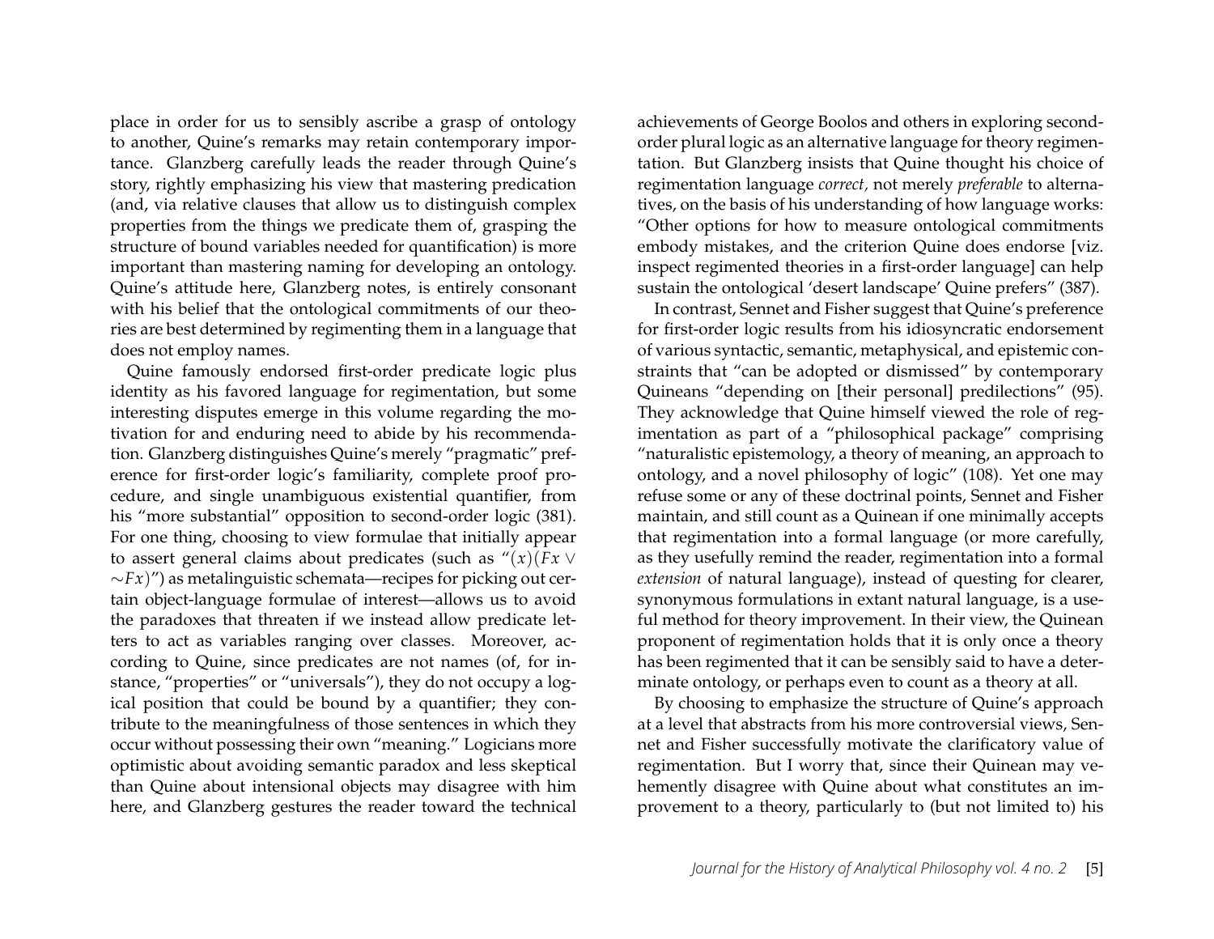place in order for us to sensibly ascribe a grasp of ontology to another, Quine's remarks may retain contemporary importance. Glanzberg carefully leads the reader through Quine's story, rightly emphasizing his view that mastering predication (and, via relative clauses that allow us to distinguish complex properties from the things we predicate them of, grasping the structure of bound variables needed for quantification) is more important than mastering naming for developing an ontology. Quine's attitude here, Glanzberg notes, is entirely consonant with his belief that the ontological commitments of our theories are best determined by regimenting them in a language that does not employ names.

Quine famously endorsed first-order predicate logic plus identity as his favored language for regimentation, but some interesting disputes emerge in this volume regarding the motivation for and enduring need to abide by his recommendation. Glanzberg distinguishes Quine's merely "pragmatic" preference for first-order logic's familiarity, complete proof procedure, and single unambiguous existential quantifier, from his "more substantial" opposition to second-order logic (381). For one thing, choosing to view formulae that initially appear to assert general claims about predicates (such as "$(x)(Fx \vee {\sim}Fx)$") as metalinguistic schemata—recipes for picking out certain object-language formulae of interest—allows us to avoid the paradoxes that threaten if we instead allow predicate letters to act as variables ranging over classes. Moreover, according to Quine, since predicates are not names (of, for instance, "properties" or "universals"), they do not occupy a logical position that could be bound by a quantifier; they contribute to the meaningfulness of those sentences in which they occur without possessing their own "meaning." Logicians more optimistic about avoiding semantic paradox and less skeptical than Quine about intensional objects may disagree with him here, and Glanzberg gestures the reader toward the technical achievements of George Boolos and others in exploring second-order plural logic as an alternative language for theory regimentation. But Glanzberg insists that Quine thought his choice of regimentation language *correct,* not merely *preferable* to alternatives, on the basis of his understanding of how language works: "Other options for how to measure ontological commitments embody mistakes, and the criterion Quine does endorse [viz. inspect regimented theories in a first-order language] can help sustain the ontological 'desert landscape' Quine prefers" (387).

In contrast, Sennet and Fisher suggest that Quine's preference for first-order logic results from his idiosyncratic endorsement of various syntactic, semantic, metaphysical, and epistemic constraints that "can be adopted or dismissed" by contemporary Quineans "depending on [their personal] predilections" (95). They acknowledge that Quine himself viewed the role of regimentation as part of a "philosophical package" comprising "naturalistic epistemology, a theory of meaning, an approach to ontology, and a novel philosophy of logic" (108). Yet one may refuse some or any of these doctrinal points, Sennet and Fisher maintain, and still count as a Quinean if one minimally accepts that regimentation into a formal language (or more carefully, as they usefully remind the reader, regimentation into a formal *extension* of natural language), instead of questing for clearer, synonymous formulations in extant natural language, is a useful method for theory improvement. In their view, the Quinean proponent of regimentation holds that it is only once a theory has been regimented that it can be sensibly said to have a determinate ontology, or perhaps even to count as a theory at all.

By choosing to emphasize the structure of Quine's approach at a level that abstracts from his more controversial views, Sennet and Fisher successfully motivate the clarificatory value of regimentation. But I worry that, since their Quinean may vehemently disagree with Quine about what constitutes an improvement to a theory, particularly to (but not limited to) his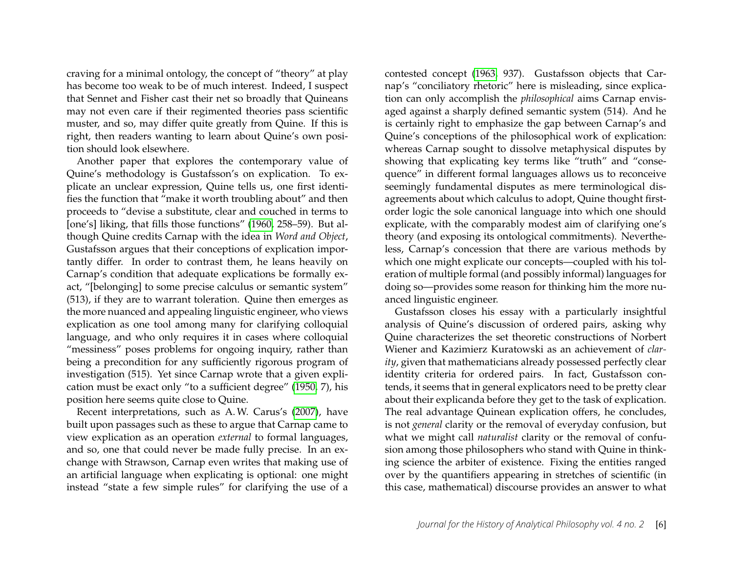craving for a minimal ontology, the concept of "theory" at play has become too weak to be of much interest. Indeed, I suspect that Sennet and Fisher cast their net so broadly that Quineans may not even care if their regimented theories pass scientific muster, and so, may differ quite greatly from Quine. If this is right, then readers wanting to learn about Quine's own position should look elsewhere.

Another paper that explores the contemporary value of Quine's methodology is Gustafsson's on explication. To explicate an unclear expression, Quine tells us, one first identifies the function that "make it worth troubling about" and then proceeds to "devise a substitute, clear and couched in terms to [one's] liking, that fills those functions" (1960, 258–59). But although Quine credits Carnap with the idea in *Word and Object*, Gustafsson argues that their conceptions of explication importantly differ. In order to contrast them, he leans heavily on Carnap's condition that adequate explications be formally exact, "[belonging] to some precise calculus or semantic system" (513), if they are to warrant toleration. Quine then emerges as the more nuanced and appealing linguistic engineer, who views explication as one tool among many for clarifying colloquial language, and who only requires it in cases where colloquial "messiness" poses problems for ongoing inquiry, rather than being a precondition for any sufficiently rigorous program of investigation (515). Yet since Carnap wrote that a given explication must be exact only "to a sufficient degree" (1950, 7), his position here seems quite close to Quine.

Recent interpretations, such as A. W. Carus's (2007), have built upon passages such as these to argue that Carnap came to view explication as an operation *external* to formal languages, and so, one that could never be made fully precise. In an exchange with Strawson, Carnap even writes that making use of an artificial language when explicating is optional: one might instead "state a few simple rules" for clarifying the use of a contested concept (1963, 937). Gustafsson objects that Carnap's "conciliatory rhetoric" here is misleading, since explication can only accomplish the *philosophical* aims Carnap envisaged against a sharply defined semantic system (514). And he is certainly right to emphasize the gap between Carnap's and Quine's conceptions of the philosophical work of explication: whereas Carnap sought to dissolve metaphysical disputes by showing that explicating key terms like "truth" and "consequence" in different formal languages allows us to reconceive seemingly fundamental disputes as mere terminological disagreements about which calculus to adopt, Quine thought first-order logic the sole canonical language into which one should explicate, with the comparably modest aim of clarifying one's theory (and exposing its ontological commitments). Nevertheless, Carnap's concession that there are various methods by which one might explicate our concepts—coupled with his toleration of multiple formal (and possibly informal) languages for doing so—provides some reason for thinking him the more nuanced linguistic engineer.

Gustafsson closes his essay with a particularly insightful analysis of Quine's discussion of ordered pairs, asking why Quine characterizes the set theoretic constructions of Norbert Wiener and Kazimierz Kuratowski as an achievement of *clarity*, given that mathematicians already possessed perfectly clear identity criteria for ordered pairs. In fact, Gustafsson contends, it seems that in general explicators need to be pretty clear about their explicanda before they get to the task of explication. The real advantage Quinean explication offers, he concludes, is not *general* clarity or the removal of everyday confusion, but what we might call *naturalist* clarity or the removal of confusion among those philosophers who stand with Quine in thinking science the arbiter of existence. Fixing the entities ranged over by the quantifiers appearing in stretches of scientific (in this case, mathematical) discourse provides an answer to what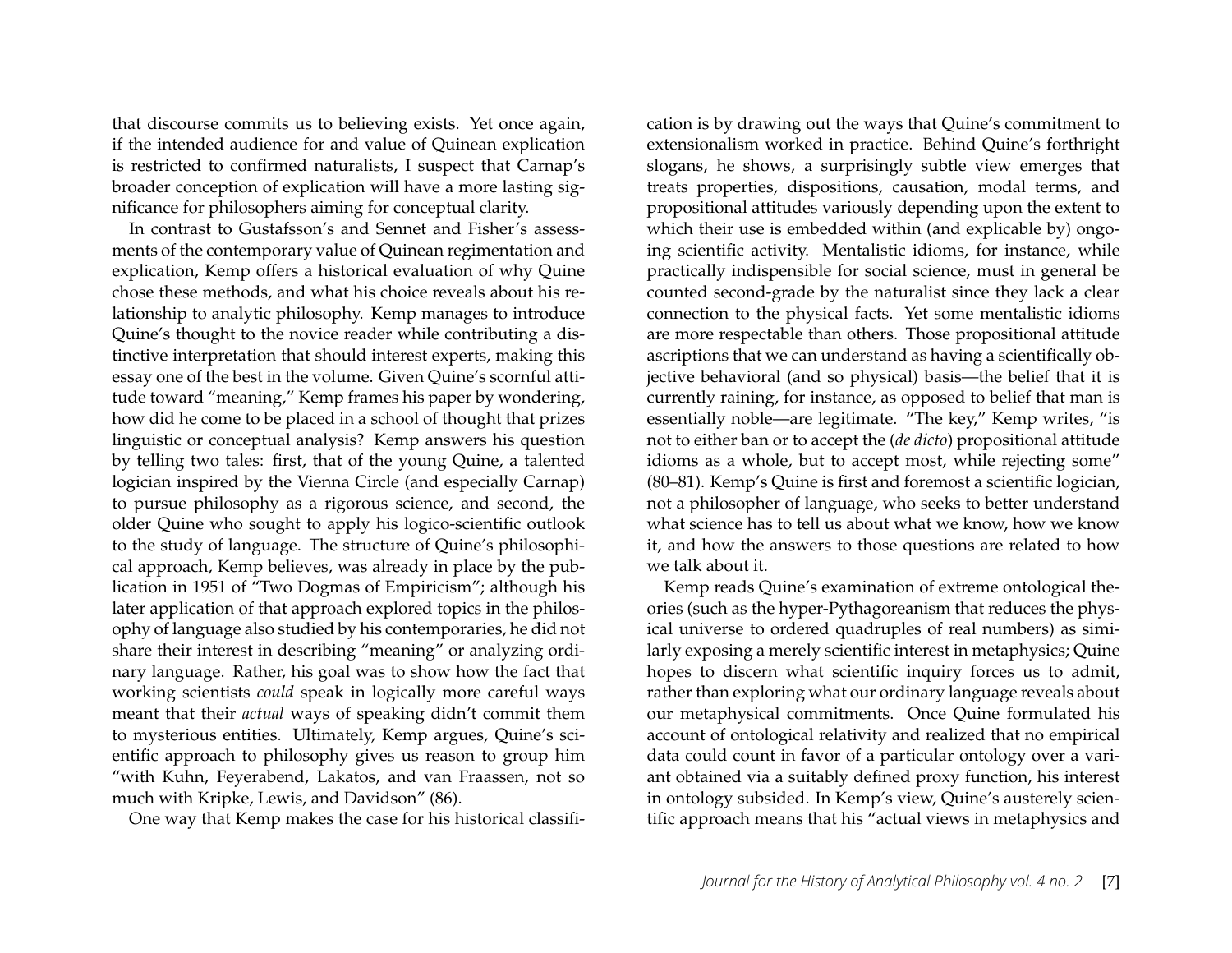that discourse commits us to believing exists. Yet once again, if the intended audience for and value of Quinean explication is restricted to confirmed naturalists, I suspect that Carnap's broader conception of explication will have a more lasting significance for philosophers aiming for conceptual clarity.

In contrast to Gustafsson's and Sennet and Fisher's assessments of the contemporary value of Quinean regimentation and explication, Kemp offers a historical evaluation of why Quine chose these methods, and what his choice reveals about his relationship to analytic philosophy. Kemp manages to introduce Quine's thought to the novice reader while contributing a distinctive interpretation that should interest experts, making this essay one of the best in the volume. Given Quine's scornful attitude toward "meaning," Kemp frames his paper by wondering, how did he come to be placed in a school of thought that prizes linguistic or conceptual analysis? Kemp answers his question by telling two tales: first, that of the young Quine, a talented logician inspired by the Vienna Circle (and especially Carnap) to pursue philosophy as a rigorous science, and second, the older Quine who sought to apply his logico-scientific outlook to the study of language. The structure of Quine's philosophical approach, Kemp believes, was already in place by the publication in 1951 of "Two Dogmas of Empiricism"; although his later application of that approach explored topics in the philosophy of language also studied by his contemporaries, he did not share their interest in describing "meaning" or analyzing ordinary language. Rather, his goal was to show how the fact that working scientists *could* speak in logically more careful ways meant that their *actual* ways of speaking didn't commit them to mysterious entities. Ultimately, Kemp argues, Quine's scientific approach to philosophy gives us reason to group him "with Kuhn, Feyerabend, Lakatos, and van Fraassen, not so much with Kripke, Lewis, and Davidson" (86).

One way that Kemp makes the case for his historical classification is by drawing out the ways that Quine's commitment to extensionalism worked in practice. Behind Quine's forthright slogans, he shows, a surprisingly subtle view emerges that treats properties, dispositions, causation, modal terms, and propositional attitudes variously depending upon the extent to which their use is embedded within (and explicable by) ongoing scientific activity. Mentalistic idioms, for instance, while practically indispensible for social science, must in general be counted second-grade by the naturalist since they lack a clear connection to the physical facts. Yet some mentalistic idioms are more respectable than others. Those propositional attitude ascriptions that we can understand as having a scientifically objective behavioral (and so physical) basis—the belief that it is currently raining, for instance, as opposed to belief that man is essentially noble—are legitimate. "The key," Kemp writes, "is not to either ban or to accept the (*de dicto*) propositional attitude idioms as a whole, but to accept most, while rejecting some" (80–81). Kemp's Quine is first and foremost a scientific logician, not a philosopher of language, who seeks to better understand what science has to tell us about what we know, how we know it, and how the answers to those questions are related to how we talk about it.

Kemp reads Quine's examination of extreme ontological theories (such as the hyper-Pythagoreanism that reduces the physical universe to ordered quadruples of real numbers) as similarly exposing a merely scientific interest in metaphysics; Quine hopes to discern what scientific inquiry forces us to admit, rather than exploring what our ordinary language reveals about our metaphysical commitments. Once Quine formulated his account of ontological relativity and realized that no empirical data could count in favor of a particular ontology over a variant obtained via a suitably defined proxy function, his interest in ontology subsided. In Kemp's view, Quine's austerely scientific approach means that his "actual views in metaphysics and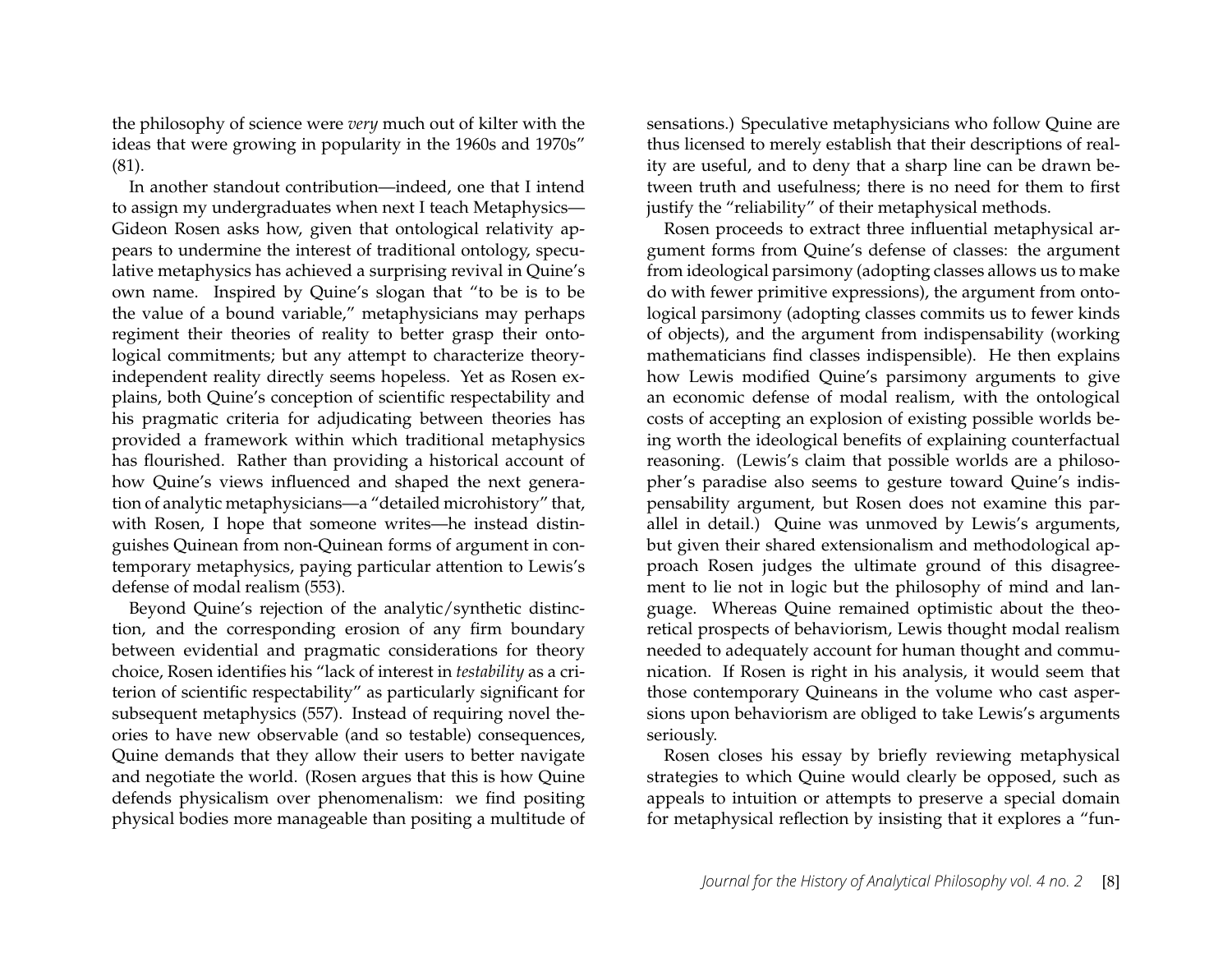the philosophy of science were *very* much out of kilter with the ideas that were growing in popularity in the 1960s and 1970s" (81).

In another standout contribution—indeed, one that I intend to assign my undergraduates when next I teach Metaphysics—Gideon Rosen asks how, given that ontological relativity appears to undermine the interest of traditional ontology, speculative metaphysics has achieved a surprising revival in Quine's own name. Inspired by Quine's slogan that "to be is to be the value of a bound variable," metaphysicians may perhaps regiment their theories of reality to better grasp their ontological commitments; but any attempt to characterize theory-independent reality directly seems hopeless. Yet as Rosen explains, both Quine's conception of scientific respectability and his pragmatic criteria for adjudicating between theories has provided a framework within which traditional metaphysics has flourished. Rather than providing a historical account of how Quine's views influenced and shaped the next generation of analytic metaphysicians—a "detailed microhistory" that, with Rosen, I hope that someone writes—he instead distinguishes Quinean from non-Quinean forms of argument in contemporary metaphysics, paying particular attention to Lewis's defense of modal realism (553).

Beyond Quine's rejection of the analytic/synthetic distinction, and the corresponding erosion of any firm boundary between evidential and pragmatic considerations for theory choice, Rosen identifies his "lack of interest in *testability* as a criterion of scientific respectability" as particularly significant for subsequent metaphysics (557). Instead of requiring novel theories to have new observable (and so testable) consequences, Quine demands that they allow their users to better navigate and negotiate the world. (Rosen argues that this is how Quine defends physicalism over phenomenalism: we find positing physical bodies more manageable than positing a multitude of sensations.) Speculative metaphysicians who follow Quine are thus licensed to merely establish that their descriptions of reality are useful, and to deny that a sharp line can be drawn between truth and usefulness; there is no need for them to first justify the "reliability" of their metaphysical methods.

Rosen proceeds to extract three influential metaphysical argument forms from Quine's defense of classes: the argument from ideological parsimony (adopting classes allows us to make do with fewer primitive expressions), the argument from ontological parsimony (adopting classes commits us to fewer kinds of objects), and the argument from indispensability (working mathematicians find classes indispensible). He then explains how Lewis modified Quine's parsimony arguments to give an economic defense of modal realism, with the ontological costs of accepting an explosion of existing possible worlds being worth the ideological benefits of explaining counterfactual reasoning. (Lewis's claim that possible worlds are a philosopher's paradise also seems to gesture toward Quine's indispensability argument, but Rosen does not examine this parallel in detail.) Quine was unmoved by Lewis's arguments, but given their shared extensionalism and methodological approach Rosen judges the ultimate ground of this disagreement to lie not in logic but the philosophy of mind and language. Whereas Quine remained optimistic about the theoretical prospects of behaviorism, Lewis thought modal realism needed to adequately account for human thought and communication. If Rosen is right in his analysis, it would seem that those contemporary Quineans in the volume who cast aspersions upon behaviorism are obliged to take Lewis's arguments seriously.

Rosen closes his essay by briefly reviewing metaphysical strategies to which Quine would clearly be opposed, such as appeals to intuition or attempts to preserve a special domain for metaphysical reflection by insisting that it explores a "fun-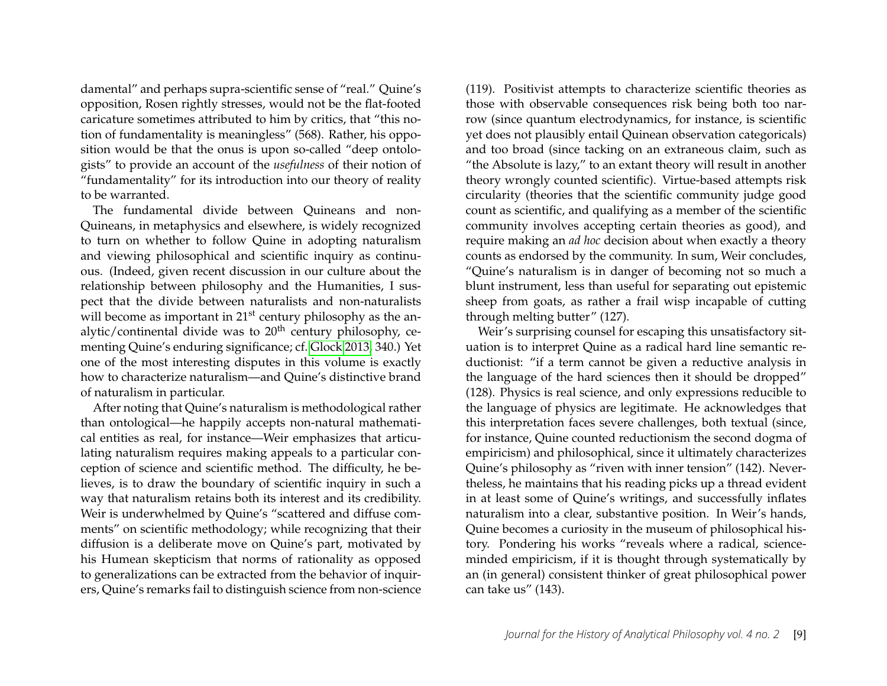damental" and perhaps supra-scientific sense of "real." Quine's opposition, Rosen rightly stresses, would not be the flat-footed caricature sometimes attributed to him by critics, that "this notion of fundamentality is meaningless" (568). Rather, his opposition would be that the onus is upon so-called "deep ontologists" to provide an account of the *usefulness* of their notion of "fundamentality" for its introduction into our theory of reality to be warranted.

The fundamental divide between Quineans and non-Quineans, in metaphysics and elsewhere, is widely recognized to turn on whether to follow Quine in adopting naturalism and viewing philosophical and scientific inquiry as continuous. (Indeed, given recent discussion in our culture about the relationship between philosophy and the Humanities, I suspect that the divide between naturalists and non-naturalists will become as important in 21st century philosophy as the analytic/continental divide was to 20th century philosophy, cementing Quine's enduring significance; cf. Glock 2013, 340.) Yet one of the most interesting disputes in this volume is exactly how to characterize naturalism—and Quine's distinctive brand of naturalism in particular.

After noting that Quine's naturalism is methodological rather than ontological—he happily accepts non-natural mathematical entities as real, for instance—Weir emphasizes that articulating naturalism requires making appeals to a particular conception of science and scientific method. The difficulty, he believes, is to draw the boundary of scientific inquiry in such a way that naturalism retains both its interest and its credibility. Weir is underwhelmed by Quine's "scattered and diffuse comments" on scientific methodology; while recognizing that their diffusion is a deliberate move on Quine's part, motivated by his Humean skepticism that norms of rationality as opposed to generalizations can be extracted from the behavior of inquirers, Quine's remarks fail to distinguish science from non-science (119). Positivist attempts to characterize scientific theories as those with observable consequences risk being both too narrow (since quantum electrodynamics, for instance, is scientific yet does not plausibly entail Quinean observation categoricals) and too broad (since tacking on an extraneous claim, such as "the Absolute is lazy," to an extant theory will result in another theory wrongly counted scientific). Virtue-based attempts risk circularity (theories that the scientific community judge good count as scientific, and qualifying as a member of the scientific community involves accepting certain theories as good), and require making an *ad hoc* decision about when exactly a theory counts as endorsed by the community. In sum, Weir concludes, "Quine's naturalism is in danger of becoming not so much a blunt instrument, less than useful for separating out epistemic sheep from goats, as rather a frail wisp incapable of cutting through melting butter" (127).

Weir's surprising counsel for escaping this unsatisfactory situation is to interpret Quine as a radical hard line semantic reductionist: "if a term cannot be given a reductive analysis in the language of the hard sciences then it should be dropped" (128). Physics is real science, and only expressions reducible to the language of physics are legitimate. He acknowledges that this interpretation faces severe challenges, both textual (since, for instance, Quine counted reductionism the second dogma of empiricism) and philosophical, since it ultimately characterizes Quine's philosophy as "riven with inner tension" (142). Nevertheless, he maintains that his reading picks up a thread evident in at least some of Quine's writings, and successfully inflates naturalism into a clear, substantive position. In Weir's hands, Quine becomes a curiosity in the museum of philosophical history. Pondering his works "reveals where a radical, science-minded empiricism, if it is thought through systematically by an (in general) consistent thinker of great philosophical power can take us" (143).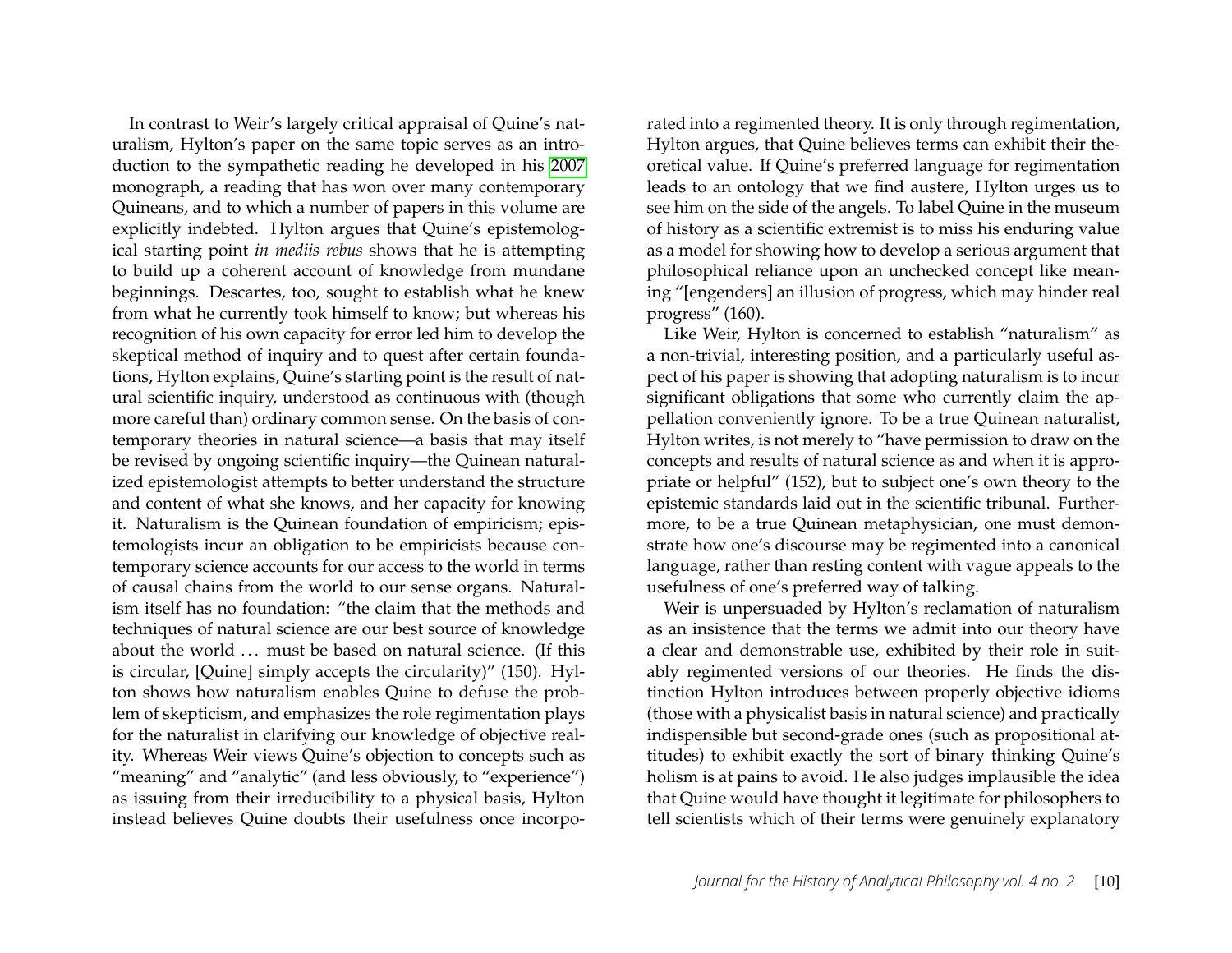In contrast to Weir's largely critical appraisal of Quine's naturalism, Hylton's paper on the same topic serves as an introduction to the sympathetic reading he developed in his 2007 monograph, a reading that has won over many contemporary Quineans, and to which a number of papers in this volume are explicitly indebted. Hylton argues that Quine's epistemological starting point *in mediis rebus* shows that he is attempting to build up a coherent account of knowledge from mundane beginnings. Descartes, too, sought to establish what he knew from what he currently took himself to know; but whereas his recognition of his own capacity for error led him to develop the skeptical method of inquiry and to quest after certain foundations, Hylton explains, Quine's starting point is the result of natural scientific inquiry, understood as continuous with (though more careful than) ordinary common sense. On the basis of contemporary theories in natural science—a basis that may itself be revised by ongoing scientific inquiry—the Quinean naturalized epistemologist attempts to better understand the structure and content of what she knows, and her capacity for knowing it. Naturalism is the Quinean foundation of empiricism; epistemologists incur an obligation to be empiricists because contemporary science accounts for our access to the world in terms of causal chains from the world to our sense organs. Naturalism itself has no foundation: "the claim that the methods and techniques of natural science are our best source of knowledge about the world ... must be based on natural science. (If this is circular, [Quine] simply accepts the circularity)" (150). Hylton shows how naturalism enables Quine to defuse the problem of skepticism, and emphasizes the role regimentation plays for the naturalist in clarifying our knowledge of objective reality. Whereas Weir views Quine's objection to concepts such as "meaning" and "analytic" (and less obviously, to "experience") as issuing from their irreducibility to a physical basis, Hylton instead believes Quine doubts their usefulness once incorporated into a regimented theory. It is only through regimentation, Hylton argues, that Quine believes terms can exhibit their theoretical value. If Quine's preferred language for regimentation leads to an ontology that we find austere, Hylton urges us to see him on the side of the angels. To label Quine in the museum of history as a scientific extremist is to miss his enduring value as a model for showing how to develop a serious argument that philosophical reliance upon an unchecked concept like meaning "[engenders] an illusion of progress, which may hinder real progress" (160).

Like Weir, Hylton is concerned to establish "naturalism" as a non-trivial, interesting position, and a particularly useful aspect of his paper is showing that adopting naturalism is to incur significant obligations that some who currently claim the appellation conveniently ignore. To be a true Quinean naturalist, Hylton writes, is not merely to "have permission to draw on the concepts and results of natural science as and when it is appropriate or helpful" (152), but to subject one's own theory to the epistemic standards laid out in the scientific tribunal. Furthermore, to be a true Quinean metaphysician, one must demonstrate how one's discourse may be regimented into a canonical language, rather than resting content with vague appeals to the usefulness of one's preferred way of talking.

Weir is unpersuaded by Hylton's reclamation of naturalism as an insistence that the terms we admit into our theory have a clear and demonstrable use, exhibited by their role in suitably regimented versions of our theories. He finds the distinction Hylton introduces between properly objective idioms (those with a physicalist basis in natural science) and practically indispensible but second-grade ones (such as propositional attitudes) to exhibit exactly the sort of binary thinking Quine's holism is at pains to avoid. He also judges implausible the idea that Quine would have thought it legitimate for philosophers to tell scientists which of their terms were genuinely explanatory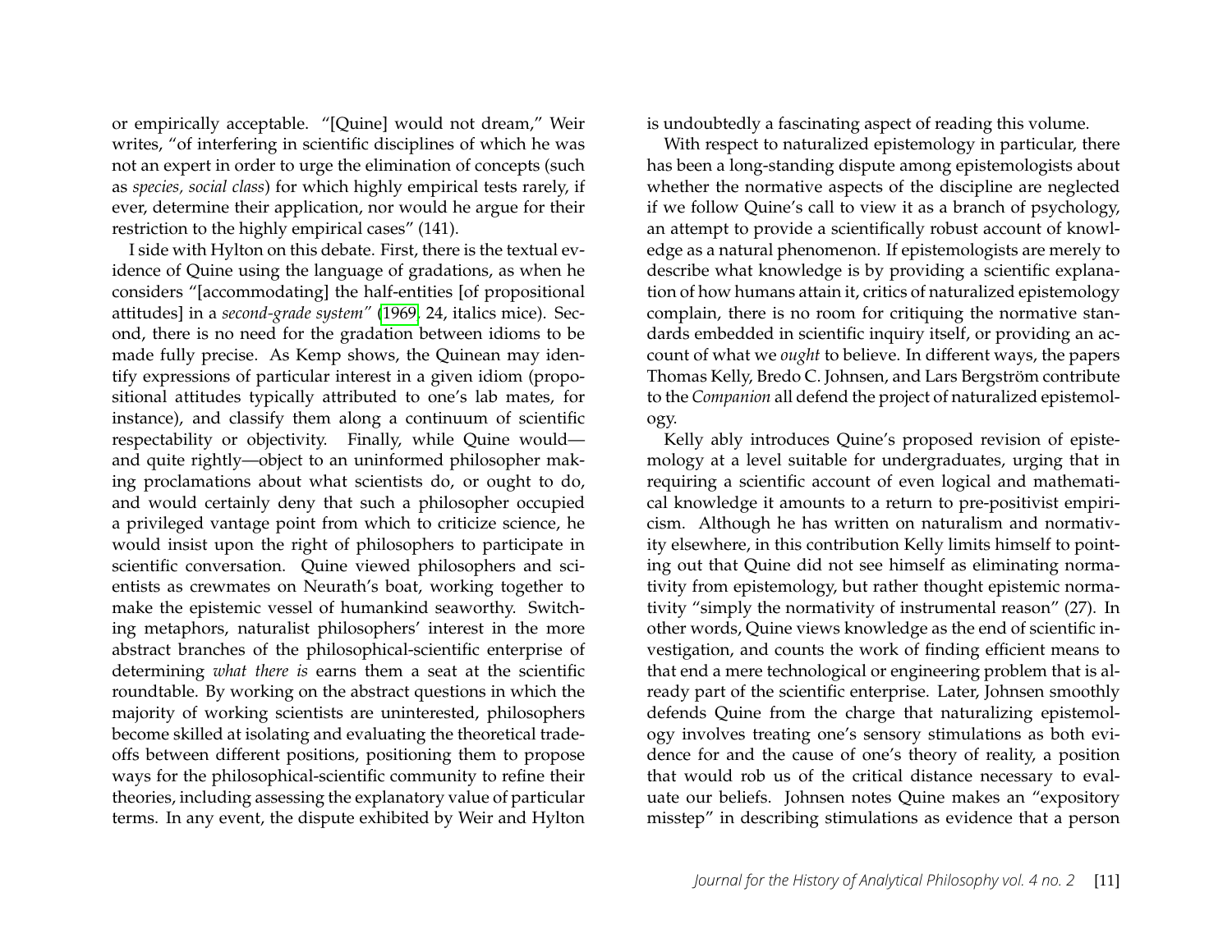or empirically acceptable. "[Quine] would not dream," Weir writes, "of interfering in scientific disciplines of which he was not an expert in order to urge the elimination of concepts (such as *species, social class*) for which highly empirical tests rarely, if ever, determine their application, nor would he argue for their restriction to the highly empirical cases" (141).

I side with Hylton on this debate. First, there is the textual evidence of Quine using the language of gradations, as when he considers "[accommodating] the half-entities [of propositional attitudes] in a *second-grade system*" (1969, 24, italics mice). Second, there is no need for the gradation between idioms to be made fully precise. As Kemp shows, the Quinean may identify expressions of particular interest in a given idiom (propositional attitudes typically attributed to one's lab mates, for instance), and classify them along a continuum of scientific respectability or objectivity. Finally, while Quine would—and quite rightly—object to an uninformed philosopher making proclamations about what scientists do, or ought to do, and would certainly deny that such a philosopher occupied a privileged vantage point from which to criticize science, he would insist upon the right of philosophers to participate in scientific conversation. Quine viewed philosophers and scientists as crewmates on Neurath's boat, working together to make the epistemic vessel of humankind seaworthy. Switching metaphors, naturalist philosophers' interest in the more abstract branches of the philosophical-scientific enterprise of determining *what there is* earns them a seat at the scientific roundtable. By working on the abstract questions in which the majority of working scientists are uninterested, philosophers become skilled at isolating and evaluating the theoretical tradeoffs between different positions, positioning them to propose ways for the philosophical-scientific community to refine their theories, including assessing the explanatory value of particular terms. In any event, the dispute exhibited by Weir and Hylton is undoubtedly a fascinating aspect of reading this volume.

With respect to naturalized epistemology in particular, there has been a long-standing dispute among epistemologists about whether the normative aspects of the discipline are neglected if we follow Quine's call to view it as a branch of psychology, an attempt to provide a scientifically robust account of knowledge as a natural phenomenon. If epistemologists are merely to describe what knowledge is by providing a scientific explanation of how humans attain it, critics of naturalized epistemology complain, there is no room for critiquing the normative standards embedded in scientific inquiry itself, or providing an account of what we *ought* to believe. In different ways, the papers Thomas Kelly, Bredo C. Johnsen, and Lars Bergström contribute to the *Companion* all defend the project of naturalized epistemology.

Kelly ably introduces Quine's proposed revision of epistemology at a level suitable for undergraduates, urging that in requiring a scientific account of even logical and mathematical knowledge it amounts to a return to pre-positivist empiricism. Although he has written on naturalism and normativity elsewhere, in this contribution Kelly limits himself to pointing out that Quine did not see himself as eliminating normativity from epistemology, but rather thought epistemic normativity "simply the normativity of instrumental reason" (27). In other words, Quine views knowledge as the end of scientific investigation, and counts the work of finding efficient means to that end a mere technological or engineering problem that is already part of the scientific enterprise. Later, Johnsen smoothly defends Quine from the charge that naturalizing epistemology involves treating one's sensory stimulations as both evidence for and the cause of one's theory of reality, a position that would rob us of the critical distance necessary to evaluate our beliefs. Johnsen notes Quine makes an "expository misstep" in describing stimulations as evidence that a person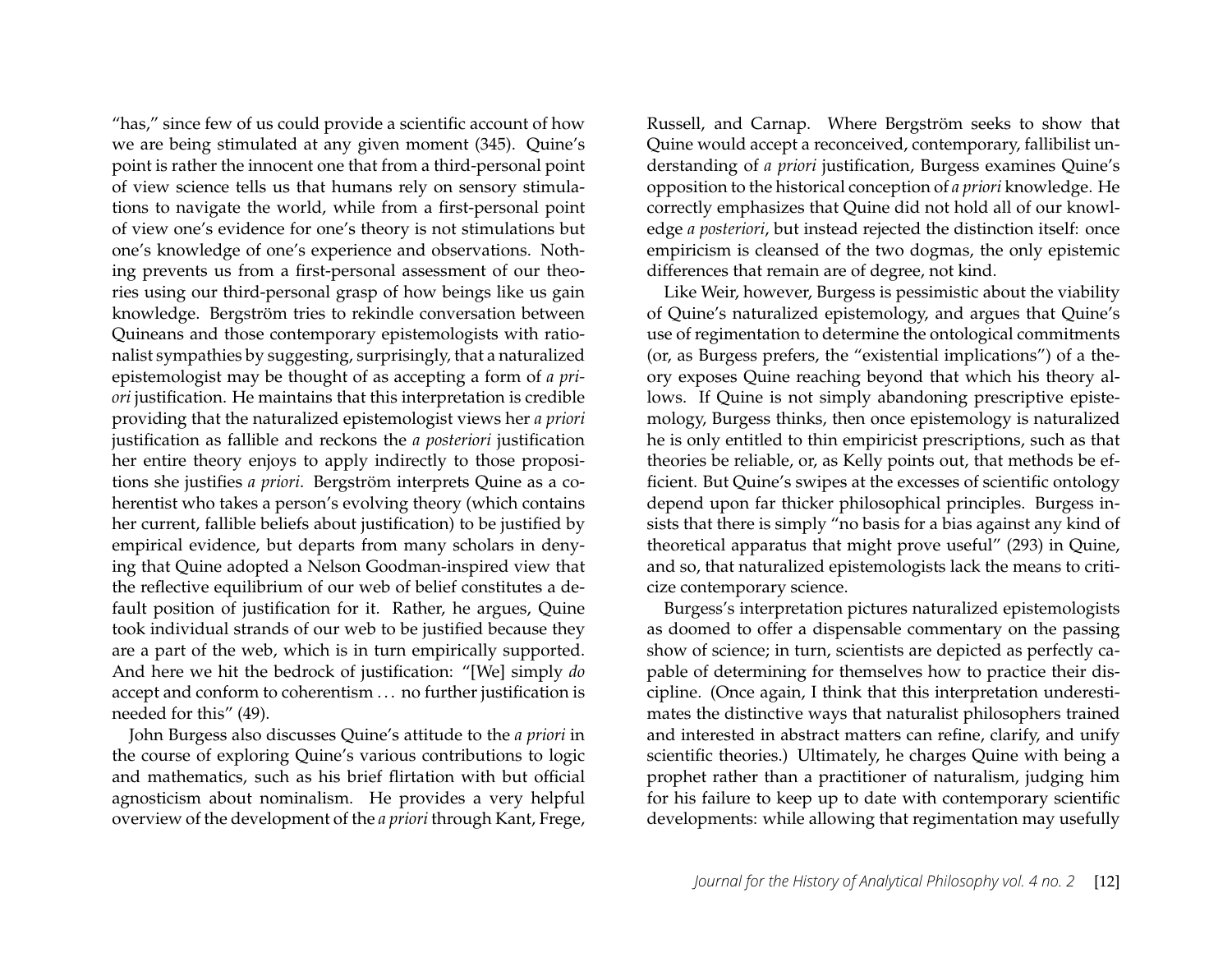"has," since few of us could provide a scientific account of how we are being stimulated at any given moment (345). Quine's point is rather the innocent one that from a third-personal point of view science tells us that humans rely on sensory stimulations to navigate the world, while from a first-personal point of view one's evidence for one's theory is not stimulations but one's knowledge of one's experience and observations. Nothing prevents us from a first-personal assessment of our theories using our third-personal grasp of how beings like us gain knowledge. Bergström tries to rekindle conversation between Quineans and those contemporary epistemologists with rationalist sympathies by suggesting, surprisingly, that a naturalized epistemologist may be thought of as accepting a form of *a priori* justification. He maintains that this interpretation is credible providing that the naturalized epistemologist views her *a priori* justification as fallible and reckons the *a posteriori* justification her entire theory enjoys to apply indirectly to those propositions she justifies *a priori*. Bergström interprets Quine as a coherentist who takes a person's evolving theory (which contains her current, fallible beliefs about justification) to be justified by empirical evidence, but departs from many scholars in denying that Quine adopted a Nelson Goodman-inspired view that the reflective equilibrium of our web of belief constitutes a default position of justification for it. Rather, he argues, Quine took individual strands of our web to be justified because they are a part of the web, which is in turn empirically supported. And here we hit the bedrock of justification: "[We] simply *do* accept and conform to coherentism . . . no further justification is needed for this" (49).

John Burgess also discusses Quine's attitude to the *a priori* in the course of exploring Quine's various contributions to logic and mathematics, such as his brief flirtation with but official agnosticism about nominalism. He provides a very helpful overview of the development of the *a priori* through Kant, Frege, Russell, and Carnap. Where Bergström seeks to show that Quine would accept a reconceived, contemporary, fallibilist understanding of *a priori* justification, Burgess examines Quine's opposition to the historical conception of *a priori* knowledge. He correctly emphasizes that Quine did not hold all of our knowledge *a posteriori*, but instead rejected the distinction itself: once empiricism is cleansed of the two dogmas, the only epistemic differences that remain are of degree, not kind.

Like Weir, however, Burgess is pessimistic about the viability of Quine's naturalized epistemology, and argues that Quine's use of regimentation to determine the ontological commitments (or, as Burgess prefers, the "existential implications") of a theory exposes Quine reaching beyond that which his theory allows. If Quine is not simply abandoning prescriptive epistemology, Burgess thinks, then once epistemology is naturalized he is only entitled to thin empiricist prescriptions, such as that theories be reliable, or, as Kelly points out, that methods be efficient. But Quine's swipes at the excesses of scientific ontology depend upon far thicker philosophical principles. Burgess insists that there is simply "no basis for a bias against any kind of theoretical apparatus that might prove useful" (293) in Quine, and so, that naturalized epistemologists lack the means to criticize contemporary science.

Burgess's interpretation pictures naturalized epistemologists as doomed to offer a dispensable commentary on the passing show of science; in turn, scientists are depicted as perfectly capable of determining for themselves how to practice their discipline. (Once again, I think that this interpretation underestimates the distinctive ways that naturalist philosophers trained and interested in abstract matters can refine, clarify, and unify scientific theories.) Ultimately, he charges Quine with being a prophet rather than a practitioner of naturalism, judging him for his failure to keep up to date with contemporary scientific developments: while allowing that regimentation may usefully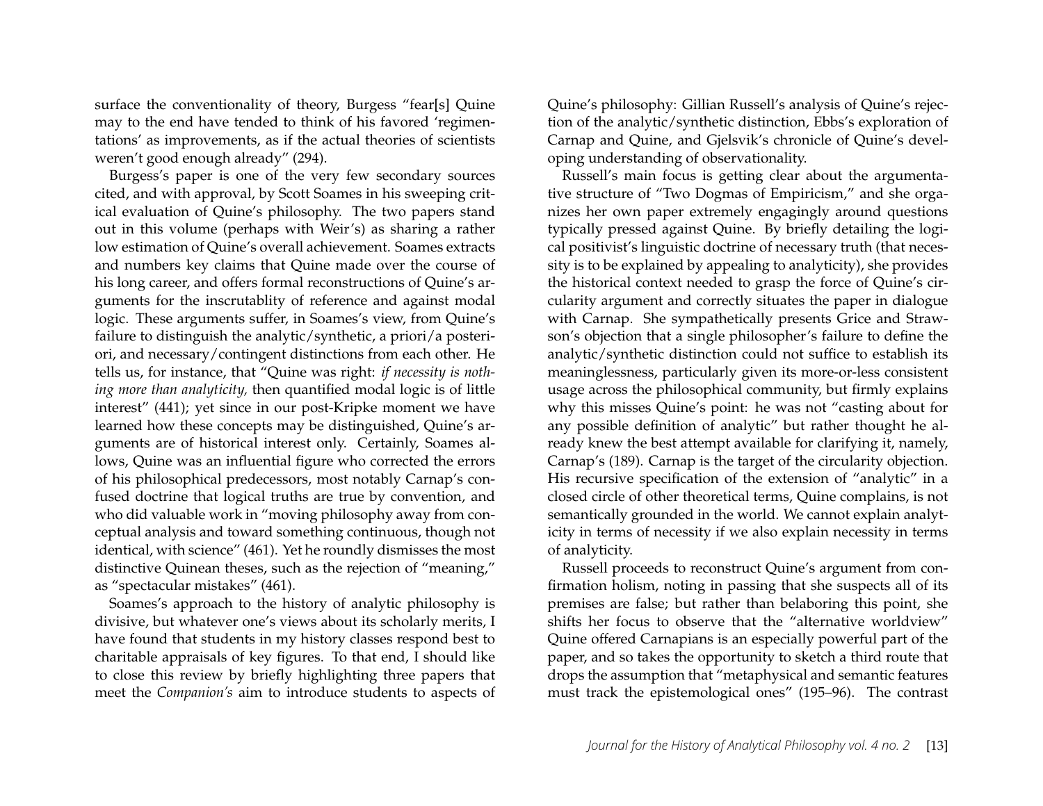surface the conventionality of theory, Burgess "fear[s] Quine may to the end have tended to think of his favored 'regimentations' as improvements, as if the actual theories of scientists weren't good enough already" (294).

Burgess's paper is one of the very few secondary sources cited, and with approval, by Scott Soames in his sweeping critical evaluation of Quine's philosophy. The two papers stand out in this volume (perhaps with Weir's) as sharing a rather low estimation of Quine's overall achievement. Soames extracts and numbers key claims that Quine made over the course of his long career, and offers formal reconstructions of Quine's arguments for the inscrutablity of reference and against modal logic. These arguments suffer, in Soames's view, from Quine's failure to distinguish the analytic/synthetic, a priori/a posteriori, and necessary/contingent distinctions from each other. He tells us, for instance, that "Quine was right: *if necessity is nothing more than analyticity,* then quantified modal logic is of little interest" (441); yet since in our post-Kripke moment we have learned how these concepts may be distinguished, Quine's arguments are of historical interest only. Certainly, Soames allows, Quine was an influential figure who corrected the errors of his philosophical predecessors, most notably Carnap's confused doctrine that logical truths are true by convention, and who did valuable work in "moving philosophy away from conceptual analysis and toward something continuous, though not identical, with science" (461). Yet he roundly dismisses the most distinctive Quinean theses, such as the rejection of "meaning," as "spectacular mistakes" (461).

Soames's approach to the history of analytic philosophy is divisive, but whatever one's views about its scholarly merits, I have found that students in my history classes respond best to charitable appraisals of key figures. To that end, I should like to close this review by briefly highlighting three papers that meet the *Companion's* aim to introduce students to aspects of Quine's philosophy: Gillian Russell's analysis of Quine's rejection of the analytic/synthetic distinction, Ebbs's exploration of Carnap and Quine, and Gjelsvik's chronicle of Quine's developing understanding of observationality.

Russell's main focus is getting clear about the argumentative structure of "Two Dogmas of Empiricism," and she organizes her own paper extremely engagingly around questions typically pressed against Quine. By briefly detailing the logical positivist's linguistic doctrine of necessary truth (that necessity is to be explained by appealing to analyticity), she provides the historical context needed to grasp the force of Quine's circularity argument and correctly situates the paper in dialogue with Carnap. She sympathetically presents Grice and Strawson's objection that a single philosopher's failure to define the analytic/synthetic distinction could not suffice to establish its meaninglessness, particularly given its more-or-less consistent usage across the philosophical community, but firmly explains why this misses Quine's point: he was not "casting about for any possible definition of analytic" but rather thought he already knew the best attempt available for clarifying it, namely, Carnap's (189). Carnap is the target of the circularity objection. His recursive specification of the extension of "analytic" in a closed circle of other theoretical terms, Quine complains, is not semantically grounded in the world. We cannot explain analyticity in terms of necessity if we also explain necessity in terms of analyticity.

Russell proceeds to reconstruct Quine's argument from confirmation holism, noting in passing that she suspects all of its premises are false; but rather than belaboring this point, she shifts her focus to observe that the "alternative worldview" Quine offered Carnapians is an especially powerful part of the paper, and so takes the opportunity to sketch a third route that drops the assumption that "metaphysical and semantic features must track the epistemological ones" (195–96). The contrast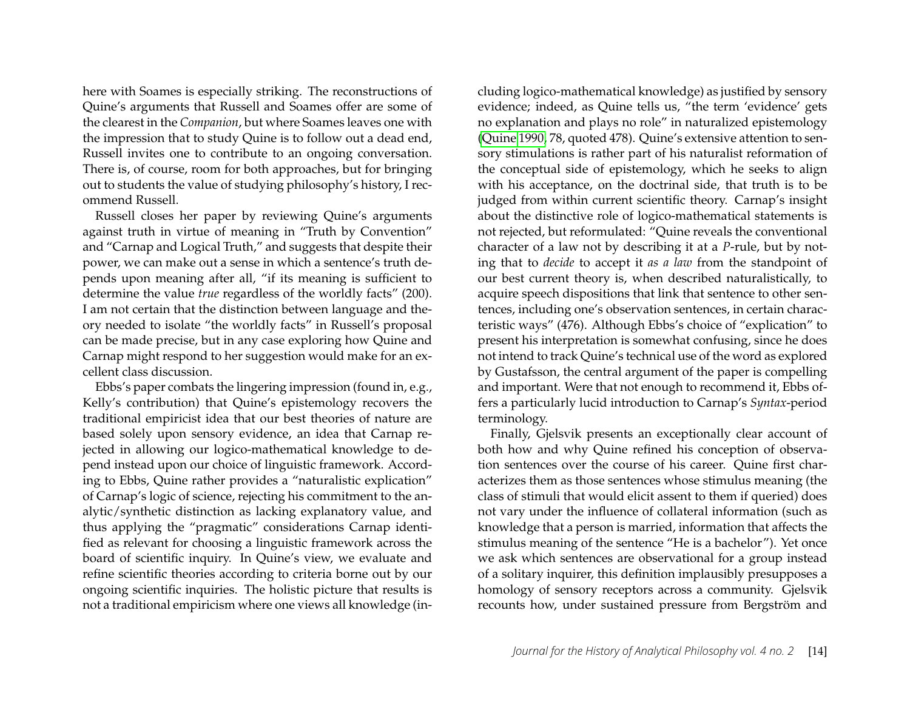here with Soames is especially striking. The reconstructions of Quine's arguments that Russell and Soames offer are some of the clearest in the *Companion*, but where Soames leaves one with the impression that to study Quine is to follow out a dead end, Russell invites one to contribute to an ongoing conversation. There is, of course, room for both approaches, but for bringing out to students the value of studying philosophy's history, I recommend Russell.

Russell closes her paper by reviewing Quine's arguments against truth in virtue of meaning in "Truth by Convention" and "Carnap and Logical Truth," and suggests that despite their power, we can make out a sense in which a sentence's truth depends upon meaning after all, "if its meaning is sufficient to determine the value *true* regardless of the worldly facts" (200). I am not certain that the distinction between language and theory needed to isolate "the worldly facts" in Russell's proposal can be made precise, but in any case exploring how Quine and Carnap might respond to her suggestion would make for an excellent class discussion.

Ebbs's paper combats the lingering impression (found in, e.g., Kelly's contribution) that Quine's epistemology recovers the traditional empiricist idea that our best theories of nature are based solely upon sensory evidence, an idea that Carnap rejected in allowing our logico-mathematical knowledge to depend instead upon our choice of linguistic framework. According to Ebbs, Quine rather provides a "naturalistic explication" of Carnap's logic of science, rejecting his commitment to the analytic/synthetic distinction as lacking explanatory value, and thus applying the "pragmatic" considerations Carnap identified as relevant for choosing a linguistic framework across the board of scientific inquiry. In Quine's view, we evaluate and refine scientific theories according to criteria borne out by our ongoing scientific inquiries. The holistic picture that results is not a traditional empiricism where one views all knowledge (including logico-mathematical knowledge) as justified by sensory evidence; indeed, as Quine tells us, "the term 'evidence' gets no explanation and plays no role" in naturalized epistemology (Quine 1990, 78, quoted 478). Quine's extensive attention to sensory stimulations is rather part of his naturalist reformation of the conceptual side of epistemology, which he seeks to align with his acceptance, on the doctrinal side, that truth is to be judged from within current scientific theory. Carnap's insight about the distinctive role of logico-mathematical statements is not rejected, but reformulated: "Quine reveals the conventional character of a law not by describing it at a *P*-rule, but by noting that to *decide* to accept it *as a law* from the standpoint of our best current theory is, when described naturalistically, to acquire speech dispositions that link that sentence to other sentences, including one's observation sentences, in certain characteristic ways" (476). Although Ebbs's choice of "explication" to present his interpretation is somewhat confusing, since he does not intend to track Quine's technical use of the word as explored by Gustafsson, the central argument of the paper is compelling and important. Were that not enough to recommend it, Ebbs offers a particularly lucid introduction to Carnap's *Syntax*-period terminology.

Finally, Gjelsvik presents an exceptionally clear account of both how and why Quine refined his conception of observation sentences over the course of his career. Quine first characterizes them as those sentences whose stimulus meaning (the class of stimuli that would elicit assent to them if queried) does not vary under the influence of collateral information (such as knowledge that a person is married, information that affects the stimulus meaning of the sentence "He is a bachelor"). Yet once we ask which sentences are observational for a group instead of a solitary inquirer, this definition implausibly presupposes a homology of sensory receptors across a community. Gjelsvik recounts how, under sustained pressure from Bergström and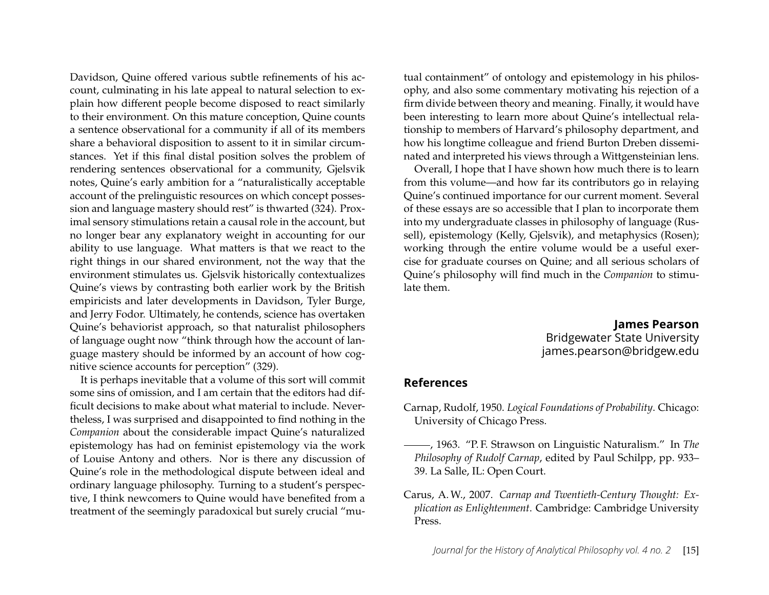Davidson, Quine offered various subtle refinements of his account, culminating in his late appeal to natural selection to explain how different people become disposed to react similarly to their environment. On this mature conception, Quine counts a sentence observational for a community if all of its members share a behavioral disposition to assent to it in similar circumstances. Yet if this final distal position solves the problem of rendering sentences observational for a community, Gjelsvik notes, Quine's early ambition for a "naturalistically acceptable account of the prelinguistic resources on which concept possession and language mastery should rest" is thwarted (324). Proximal sensory stimulations retain a causal role in the account, but no longer bear any explanatory weight in accounting for our ability to use language. What matters is that we react to the right things in our shared environment, not the way that the environment stimulates us. Gjelsvik historically contextualizes Quine's views by contrasting both earlier work by the British empiricists and later developments in Davidson, Tyler Burge, and Jerry Fodor. Ultimately, he contends, science has overtaken Quine's behaviorist approach, so that naturalist philosophers of language ought now "think through how the account of language mastery should be informed by an account of how cognitive science accounts for perception" (329).

It is perhaps inevitable that a volume of this sort will commit some sins of omission, and I am certain that the editors had difficult decisions to make about what material to include. Nevertheless, I was surprised and disappointed to find nothing in the *Companion* about the considerable impact Quine's naturalized epistemology has had on feminist epistemology via the work of Louise Antony and others. Nor is there any discussion of Quine's role in the methodological dispute between ideal and ordinary language philosophy. Turning to a student's perspective, I think newcomers to Quine would have benefited from a treatment of the seemingly paradoxical but surely crucial "mutual containment" of ontology and epistemology in his philosophy, and also some commentary motivating his rejection of a firm divide between theory and meaning. Finally, it would have been interesting to learn more about Quine's intellectual relationship to members of Harvard's philosophy department, and how his longtime colleague and friend Burton Dreben disseminated and interpreted his views through a Wittgensteinian lens.

Overall, I hope that I have shown how much there is to learn from this volume—and how far its contributors go in relaying Quine's continued importance for our current moment. Several of these essays are so accessible that I plan to incorporate them into my undergraduate classes in philosophy of language (Russell), epistemology (Kelly, Gjelsvik), and metaphysics (Rosen); working through the entire volume would be a useful exercise for graduate courses on Quine; and all serious scholars of Quine's philosophy will find much in the *Companion* to stimulate them.

**James Pearson**
Bridgewater State University
james.pearson@bridgew.edu

## References

Carnap, Rudolf, 1950. *Logical Foundations of Probability*. Chicago: University of Chicago Press.

———, 1963. "P. F. Strawson on Linguistic Naturalism." In *The Philosophy of Rudolf Carnap*, edited by Paul Schilpp, pp. 933–39. La Salle, IL: Open Court.

Carus, A. W., 2007. *Carnap and Twentieth-Century Thought: Explication as Enlightenment*. Cambridge: Cambridge University Press.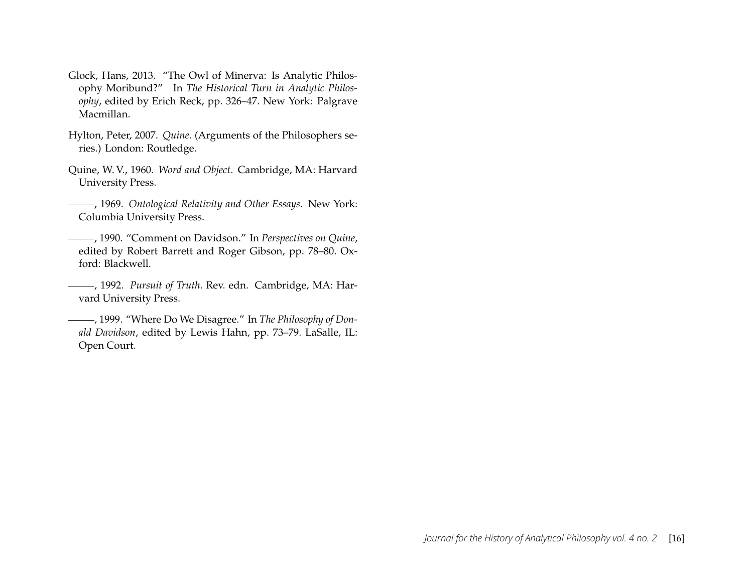Glock, Hans, 2013. "The Owl of Minerva: Is Analytic Philosophy Moribund?" In *The Historical Turn in Analytic Philosophy*, edited by Erich Reck, pp. 326–47. New York: Palgrave Macmillan.

Hylton, Peter, 2007. *Quine*. (Arguments of the Philosophers series.) London: Routledge.

Quine, W. V., 1960. *Word and Object*. Cambridge, MA: Harvard University Press.

———, 1969. *Ontological Relativity and Other Essays*. New York: Columbia University Press.

———, 1990. "Comment on Davidson." In *Perspectives on Quine*, edited by Robert Barrett and Roger Gibson, pp. 78–80. Oxford: Blackwell.

———, 1992. *Pursuit of Truth*. Rev. edn. Cambridge, MA: Harvard University Press.

———, 1999. "Where Do We Disagree." In *The Philosophy of Donald Davidson*, edited by Lewis Hahn, pp. 73–79. LaSalle, IL: Open Court.